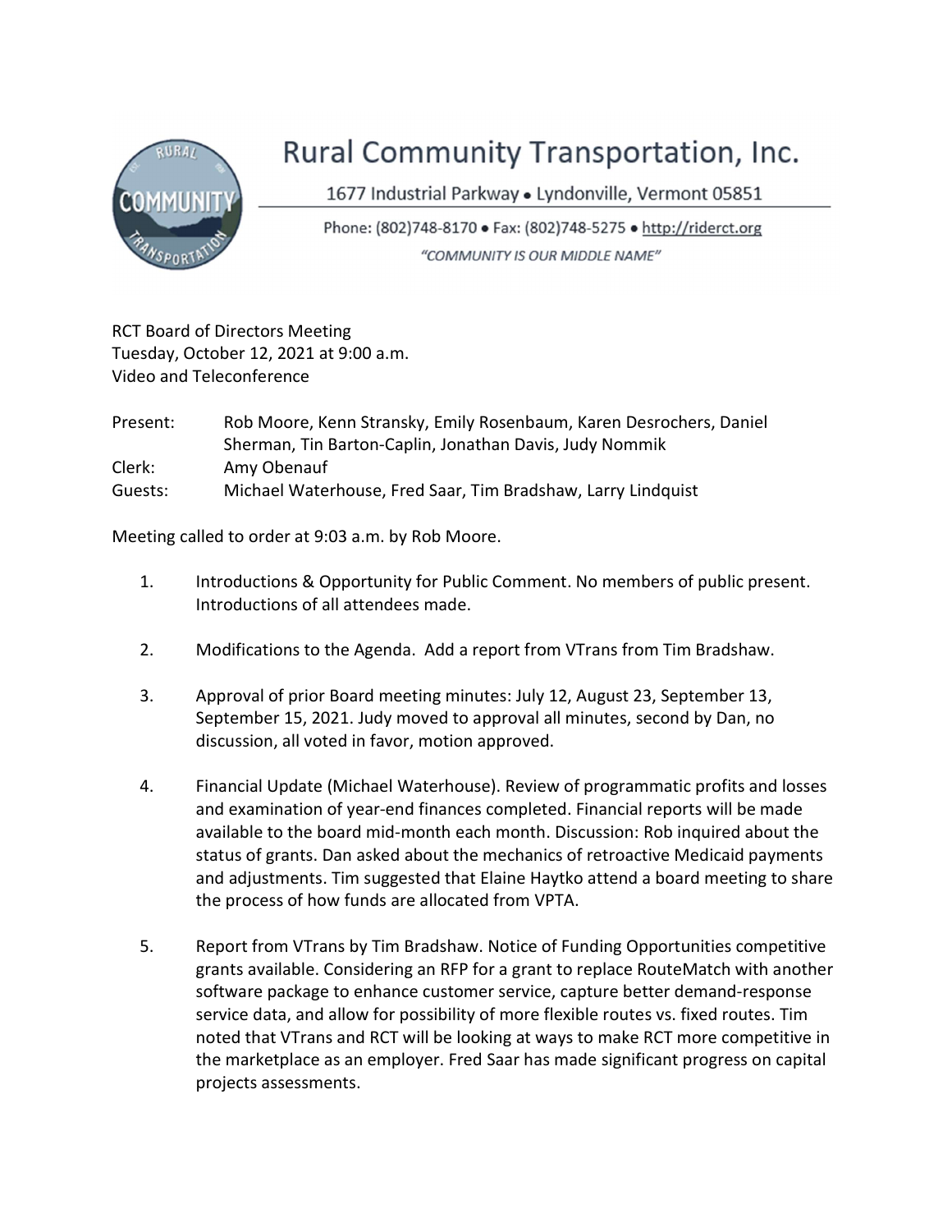# Rural Community Transportation, Inc.

1677 Industrial Parkway • Lyndonville, Vermont 05851

Phone: (802)748-8170 • Fax: (802)748-5275 • http://riderct.org

*"COMMUNITY IS OUR MIDDLE NAME"*

RCT Board of Directors Meeting
Tuesday, October 12, 2021 at 9:00 a.m.
Video and Teleconference

Present: Rob Moore, Kenn Stransky, Emily Rosenbaum, Karen Desrochers, Daniel Sherman, Tin Barton-Caplin, Jonathan Davis, Judy Nommik
Clerk: Amy Obenauf
Guests: Michael Waterhouse, Fred Saar, Tim Bradshaw, Larry Lindquist

Meeting called to order at 9:03 a.m. by Rob Moore.

1. Introductions & Opportunity for Public Comment. No members of public present. Introductions of all attendees made.

2. Modifications to the Agenda. Add a report from VTrans from Tim Bradshaw.

3. Approval of prior Board meeting minutes: July 12, August 23, September 13, September 15, 2021. Judy moved to approval all minutes, second by Dan, no discussion, all voted in favor, motion approved.

4. Financial Update (Michael Waterhouse). Review of programmatic profits and losses and examination of year-end finances completed. Financial reports will be made available to the board mid-month each month. Discussion: Rob inquired about the status of grants. Dan asked about the mechanics of retroactive Medicaid payments and adjustments. Tim suggested that Elaine Haytko attend a board meeting to share the process of how funds are allocated from VPTA.

5. Report from VTrans by Tim Bradshaw. Notice of Funding Opportunities competitive grants available. Considering an RFP for a grant to replace RouteMatch with another software package to enhance customer service, capture better demand-response service data, and allow for possibility of more flexible routes vs. fixed routes. Tim noted that VTrans and RCT will be looking at ways to make RCT more competitive in the marketplace as an employer. Fred Saar has made significant progress on capital projects assessments.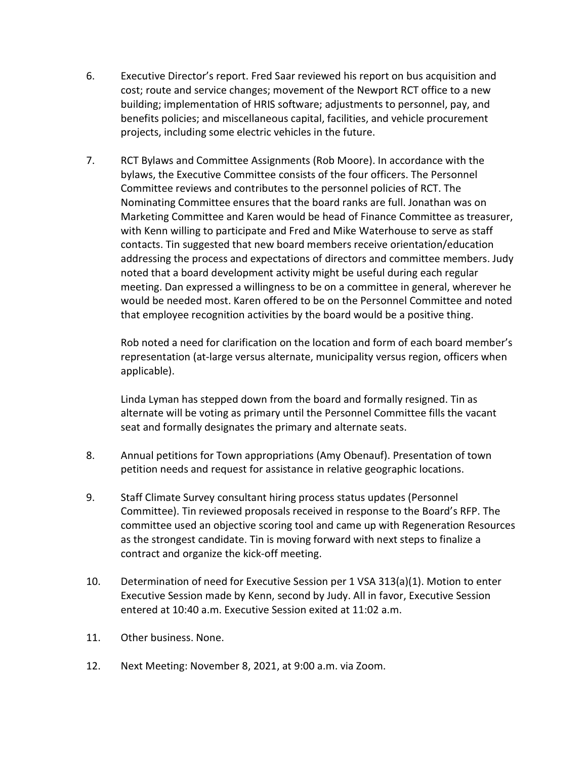6. Executive Director's report. Fred Saar reviewed his report on bus acquisition and cost; route and service changes; movement of the Newport RCT office to a new building; implementation of HRIS software; adjustments to personnel, pay, and benefits policies; and miscellaneous capital, facilities, and vehicle procurement projects, including some electric vehicles in the future.

7. RCT Bylaws and Committee Assignments (Rob Moore). In accordance with the bylaws, the Executive Committee consists of the four officers. The Personnel Committee reviews and contributes to the personnel policies of RCT. The Nominating Committee ensures that the board ranks are full. Jonathan was on Marketing Committee and Karen would be head of Finance Committee as treasurer, with Kenn willing to participate and Fred and Mike Waterhouse to serve as staff contacts. Tin suggested that new board members receive orientation/education addressing the process and expectations of directors and committee members. Judy noted that a board development activity might be useful during each regular meeting. Dan expressed a willingness to be on a committee in general, wherever he would be needed most. Karen offered to be on the Personnel Committee and noted that employee recognition activities by the board would be a positive thing.

   Rob noted a need for clarification on the location and form of each board member's representation (at-large versus alternate, municipality versus region, officers when applicable).

   Linda Lyman has stepped down from the board and formally resigned. Tin as alternate will be voting as primary until the Personnel Committee fills the vacant seat and formally designates the primary and alternate seats.

8. Annual petitions for Town appropriations (Amy Obenauf). Presentation of town petition needs and request for assistance in relative geographic locations.

9. Staff Climate Survey consultant hiring process status updates (Personnel Committee). Tin reviewed proposals received in response to the Board's RFP. The committee used an objective scoring tool and came up with Regeneration Resources as the strongest candidate. Tin is moving forward with next steps to finalize a contract and organize the kick-off meeting.

10. Determination of need for Executive Session per 1 VSA 313(a)(1). Motion to enter Executive Session made by Kenn, second by Judy. All in favor, Executive Session entered at 10:40 a.m. Executive Session exited at 11:02 a.m.

11. Other business. None.

12. Next Meeting: November 8, 2021, at 9:00 a.m. via Zoom.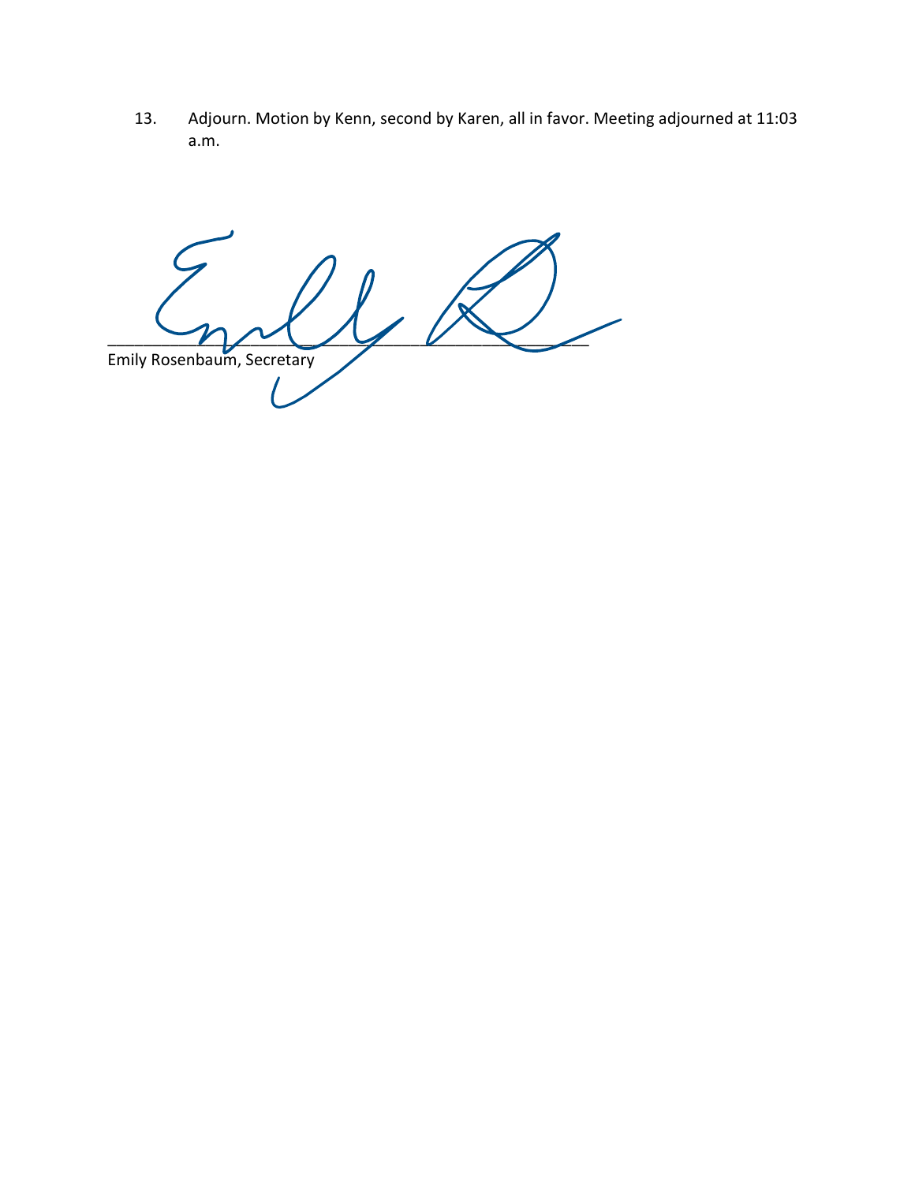13. Adjourn. Motion by Kenn, second by Karen, all in favor. Meeting adjourned at 11:03 a.m.

\_\_\_\_\_\_\_\_\_\_\_\_\_\_\_\_\_\_\_\_\_\_\_\_\_\_\_\_\_\_\_\_\_\_\_\_\_\_\_\_\_\_\_\_\_\_\_\_

Emily Rosenbaum, Secretary